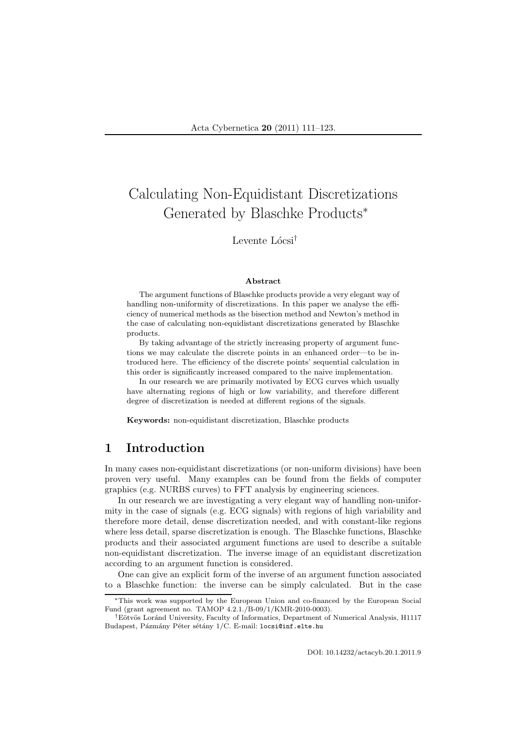# Calculating Non-Equidistant Discretizations Generated by Blaschke Products*

Levente Lócsi†

### Abstract

The argument functions of Blaschke products provide a very elegant way of handling non-uniformity of discretizations. In this paper we analyse the efficiency of numerical methods as the bisection method and Newton's method in the case of calculating non-equidistant discretizations generated by Blaschke products.

By taking advantage of the strictly increasing property of argument functions we may calculate the discrete points in an enhanced order—to be introduced here. The efficiency of the discrete points' sequential calculation in this order is significantly increased compared to the naive implementation.

In our research we are primarily motivated by ECG curves which usually have alternating regions of high or low variability, and therefore different degree of discretization is needed at different regions of the signals.

**Keywords:** non-equidistant discretization, Blaschke products

## 1 Introduction

In many cases non-equidistant discretizations (or non-uniform divisions) have been proven very useful. Many examples can be found from the fields of computer graphics (e.g. NURBS curves) to FFT analysis by engineering sciences.

In our research we are investigating a very elegant way of handling non-uniformity in the case of signals (e.g. ECG signals) with regions of high variability and therefore more detail, dense discretization needed, and with constant-like regions where less detail, sparse discretization is enough. The Blaschke functions, Blaschke products and their associated argument functions are used to describe a suitable non-equidistant discretization. The inverse image of an equidistant discretization according to an argument function is considered.

One can give an explicit form of the inverse of an argument function associated to a Blaschke function: the inverse can be simply calculated. But in the case

---

*This work was supported by the European Union and co-financed by the European Social Fund (grant agreement no. TAMOP 4.2.1./B-09/1/KMR-2010-0003).

†Eötvös Loránd University, Faculty of Informatics, Department of Numerical Analysis, H1117 Budapest, Pázmány Péter sétány 1/C. E-mail: locsi@inf.elte.hu

DOI: 10.14232/actacyb.20.1.2011.9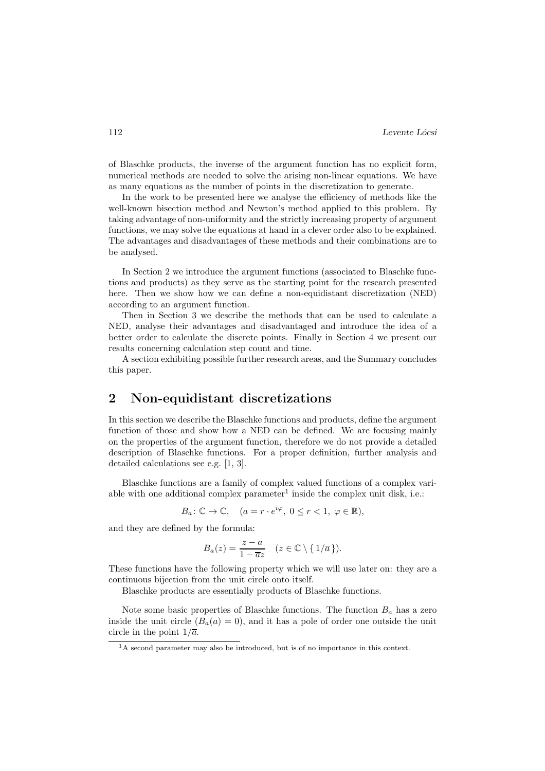of Blaschke products, the inverse of the argument function has no explicit form, numerical methods are needed to solve the arising non-linear equations. We have as many equations as the number of points in the discretization to generate.

In the work to be presented here we analyse the efficiency of methods like the well-known bisection method and Newton's method applied to this problem. By taking advantage of non-uniformity and the strictly increasing property of argument functions, we may solve the equations at hand in a clever order also to be explained. The advantages and disadvantages of these methods and their combinations are to be analysed.

In Section 2 we introduce the argument functions (associated to Blaschke functions and products) as they serve as the starting point for the research presented here. Then we show how we can define a non-equidistant discretization (NED) according to an argument function.

Then in Section 3 we describe the methods that can be used to calculate a NED, analyse their advantages and disadvantaged and introduce the idea of a better order to calculate the discrete points. Finally in Section 4 we present our results concerning calculation step count and time.

A section exhibiting possible further research areas, and the Summary concludes this paper.

## 2 Non-equidistant discretizations

In this section we describe the Blaschke functions and products, define the argument function of those and show how a NED can be defined. We are focusing mainly on the properties of the argument function, therefore we do not provide a detailed description of Blaschke functions. For a proper definition, further analysis and detailed calculations see e.g. [1, 3].

Blaschke functions are a family of complex valued functions of a complex variable with one additional complex parameter[1] inside the complex unit disk, i.e.:

$$B_a \colon \mathbb{C} \to \mathbb{C}, \quad (a = r \cdot e^{i\varphi},\ 0 \le r < 1,\ \varphi \in \mathbb{R}),$$

and they are defined by the formula:

$$B_a(z) = \frac{z - a}{1 - \overline{a}z} \quad (z \in \mathbb{C} \setminus \{\, 1/\overline{a} \,\}).$$

These functions have the following property which we will use later on: they are a continuous bijection from the unit circle onto itself.

Blaschke products are essentially products of Blaschke functions.

Note some basic properties of Blaschke functions. The function $B_a$ has a zero inside the unit circle ($B_a(a) = 0$), and it has a pole of order one outside the unit circle in the point $1/\overline{a}$.

[1] A second parameter may also be introduced, but is of no importance in this context.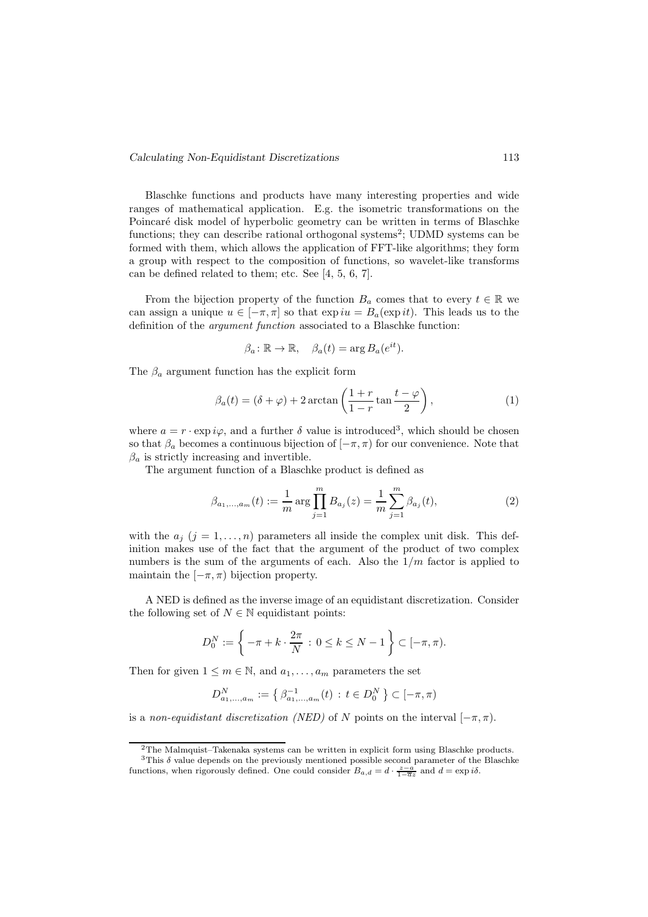Blaschke functions and products have many interesting properties and wide ranges of mathematical application. E.g. the isometric transformations on the Poincaré disk model of hyperbolic geometry can be written in terms of Blaschke functions; they can describe rational orthogonal systems[2]; UDMD systems can be formed with them, which allows the application of FFT-like algorithms; they form a group with respect to the composition of functions, so wavelet-like transforms can be defined related to them; etc. See [4, 5, 6, 7].

From the bijection property of the function $B_a$ comes that to every $t \in \mathbb{R}$ we can assign a unique $u \in [-\pi, \pi]$ so that $\exp iu = B_a(\exp it)$. This leads us to the definition of the *argument function* associated to a Blaschke function:

$$\beta_a \colon \mathbb{R} \to \mathbb{R}, \quad \beta_a(t) = \arg B_a(e^{it}).$$

The $\beta_a$ argument function has the explicit form

$$\beta_a(t) = (\delta + \varphi) + 2 \arctan \left( \frac{1+r}{1-r} \tan \frac{t - \varphi}{2} \right), \tag{1}$$

where $a = r \cdot \exp i\varphi$, and a further $\delta$ value is introduced[3], which should be chosen so that $\beta_a$ becomes a continuous bijection of $[-\pi, \pi)$ for our convenience. Note that $\beta_a$ is strictly increasing and invertible.

The argument function of a Blaschke product is defined as

$$\beta_{a_1,\ldots,a_m}(t) := \frac{1}{m} \arg \prod_{j=1}^{m} B_{a_j}(z) = \frac{1}{m} \sum_{j=1}^{m} \beta_{a_j}(t), \tag{2}$$

with the $a_j$ $(j = 1, \ldots, n)$ parameters all inside the complex unit disk. This definition makes use of the fact that the argument of the product of two complex numbers is the sum of the arguments of each. Also the $1/m$ factor is applied to maintain the $[-\pi, \pi)$ bijection property.

A NED is defined as the inverse image of an equidistant discretization. Consider the following set of $N \in \mathbb{N}$ equidistant points:

$$D_0^N := \left\{ -\pi + k \cdot \frac{2\pi}{N} \, : \, 0 \le k \le N-1 \right\} \subset [-\pi, \pi).$$

Then for given $1 \le m \in \mathbb{N}$, and $a_1, \ldots, a_m$ parameters the set

$$D_{a_1,\ldots,a_m}^N := \left\{ \beta_{a_1,\ldots,a_m}^{-1}(t) \, : \, t \in D_0^N \right\} \subset [-\pi, \pi)$$

is a *non-equidistant discretization (NED)* of $N$ points on the interval $[-\pi, \pi)$.

---

[2] The Malmquist–Takenaka systems can be written in explicit form using Blaschke products.

[3] This $\delta$ value depends on the previously mentioned possible second parameter of the Blaschke functions, when rigorously defined. One could consider $B_{a,d} = d \cdot \frac{z-a}{1-\overline{a}z}$ and $d = \exp i\delta$.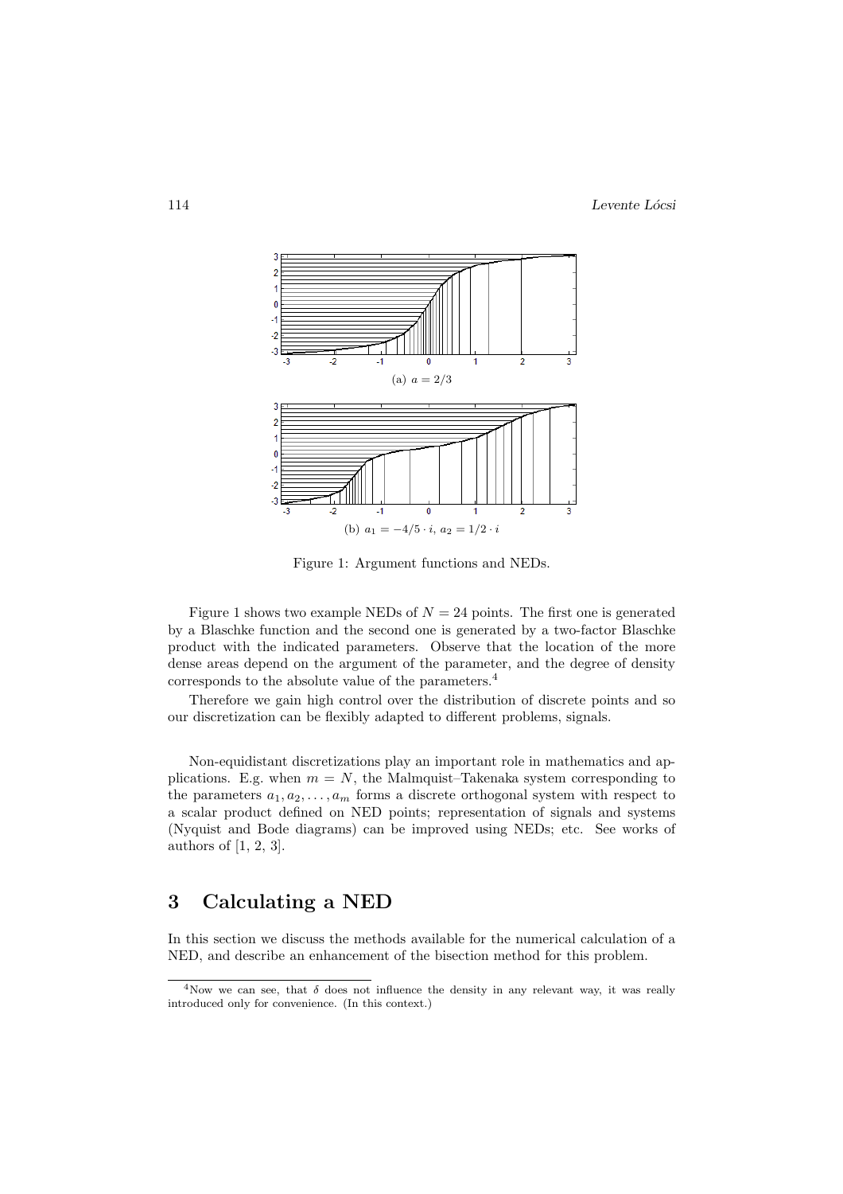(a) $a = 2/3$

(b) $a_1 = -4/5 \cdot i$, $a_2 = 1/2 \cdot i$

Figure 1: Argument functions and NEDs.

Figure 1 shows two example NEDs of $N = 24$ points. The first one is generated by a Blaschke function and the second one is generated by a two-factor Blaschke product with the indicated parameters. Observe that the location of the more dense areas depend on the argument of the parameter, and the degree of density corresponds to the absolute value of the parameters.[4]

Therefore we gain high control over the distribution of discrete points and so our discretization can be flexibly adapted to different problems, signals.

Non-equidistant discretizations play an important role in mathematics and applications. E.g. when $m = N$, the Malmquist–Takenaka system corresponding to the parameters $a_1, a_2, \ldots, a_m$ forms a discrete orthogonal system with respect to a scalar product defined on NED points; representation of signals and systems (Nyquist and Bode diagrams) can be improved using NEDs; etc. See works of authors of [1, 2, 3].

## 3 Calculating a NED

In this section we discuss the methods available for the numerical calculation of a NED, and describe an enhancement of the bisection method for this problem.

[4] Now we can see, that $\delta$ does not influence the density in any relevant way, it was really introduced only for convenience. (In this context.)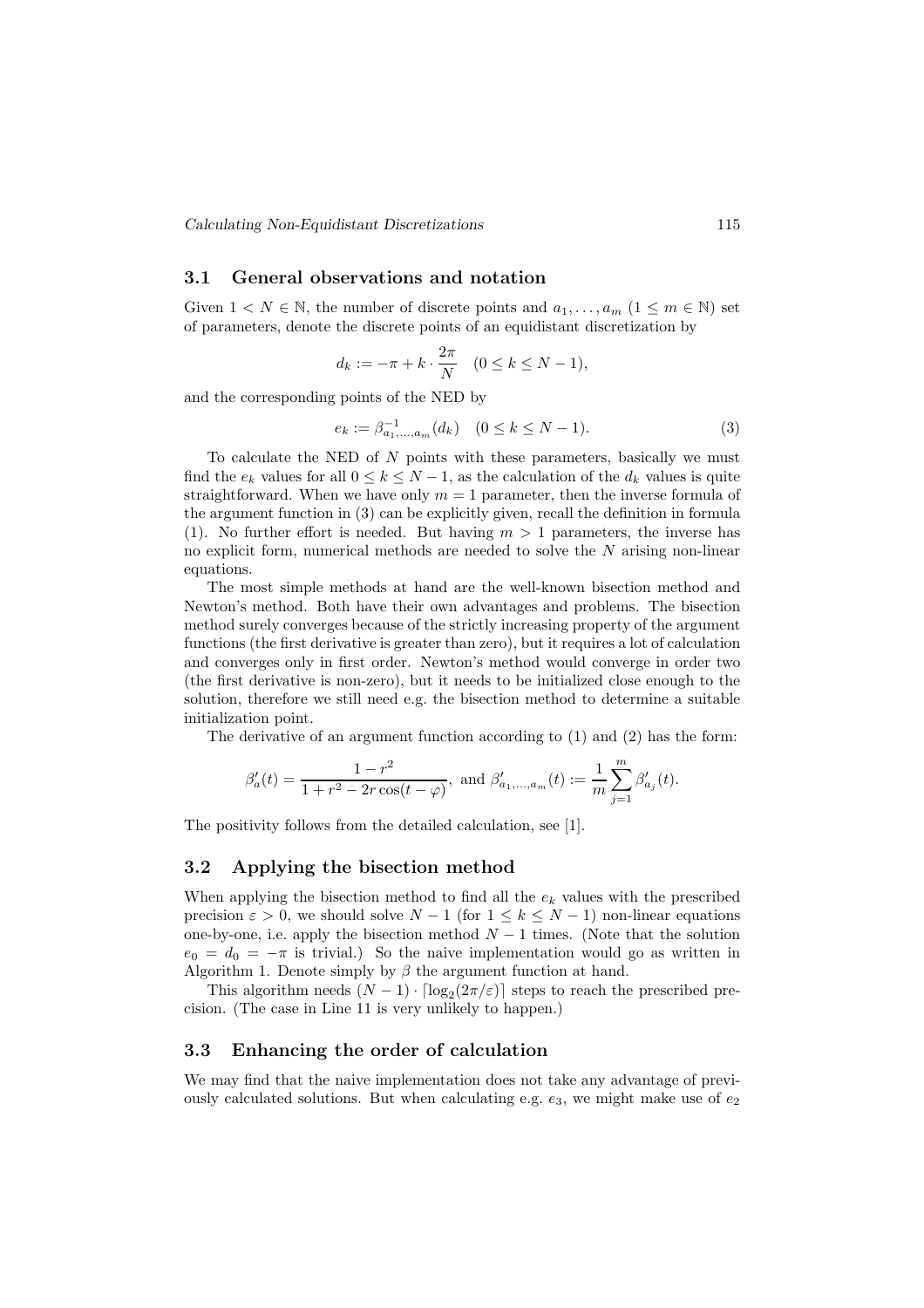### 3.1 General observations and notation

Given $1 < N \in \mathbb{N}$, the number of discrete points and $a_1, \ldots, a_m$ ($1 \leq m \in \mathbb{N}$) set of parameters, denote the discrete points of an equidistant discretization by

$$d_k := -\pi + k \cdot \frac{2\pi}{N} \quad (0 \leq k \leq N-1),$$

and the corresponding points of the NED by

$$e_k := \beta^{-1}_{a_1,\ldots,a_m}(d_k) \quad (0 \leq k \leq N-1). \tag{3}$$

To calculate the NED of $N$ points with these parameters, basically we must find the $e_k$ values for all $0 \leq k \leq N-1$, as the calculation of the $d_k$ values is quite straightforward. When we have only $m = 1$ parameter, then the inverse formula of the argument function in (3) can be explicitly given, recall the definition in formula (1). No further effort is needed. But having $m > 1$ parameters, the inverse has no explicit form, numerical methods are needed to solve the $N$ arising non-linear equations.

The most simple methods at hand are the well-known bisection method and Newton's method. Both have their own advantages and problems. The bisection method surely converges because of the strictly increasing property of the argument functions (the first derivative is greater than zero), but it requires a lot of calculation and converges only in first order. Newton's method would converge in order two (the first derivative is non-zero), but it needs to be initialized close enough to the solution, therefore we still need e.g. the bisection method to determine a suitable initialization point.

The derivative of an argument function according to (1) and (2) has the form:

$$\beta'_a(t) = \frac{1-r^2}{1+r^2-2r\cos(t-\varphi)}, \text{ and } \beta'_{a_1,\ldots,a_m}(t) := \frac{1}{m}\sum_{j=1}^{m} \beta'_{a_j}(t).$$

The positivity follows from the detailed calculation, see [1].

### 3.2 Applying the bisection method

When applying the bisection method to find all the $e_k$ values with the prescribed precision $\varepsilon > 0$, we should solve $N-1$ (for $1 \leq k \leq N-1$) non-linear equations one-by-one, i.e. apply the bisection method $N-1$ times. (Note that the solution $e_0 = d_0 = -\pi$ is trivial.) So the naive implementation would go as written in Algorithm 1. Denote simply by $\beta$ the argument function at hand.

This algorithm needs $(N-1) \cdot \lceil \log_2(2\pi/\varepsilon) \rceil$ steps to reach the prescribed precision. (The case in Line 11 is very unlikely to happen.)

### 3.3 Enhancing the order of calculation

We may find that the naive implementation does not take any advantage of previously calculated solutions. But when calculating e.g. $e_3$, we might make use of $e_2$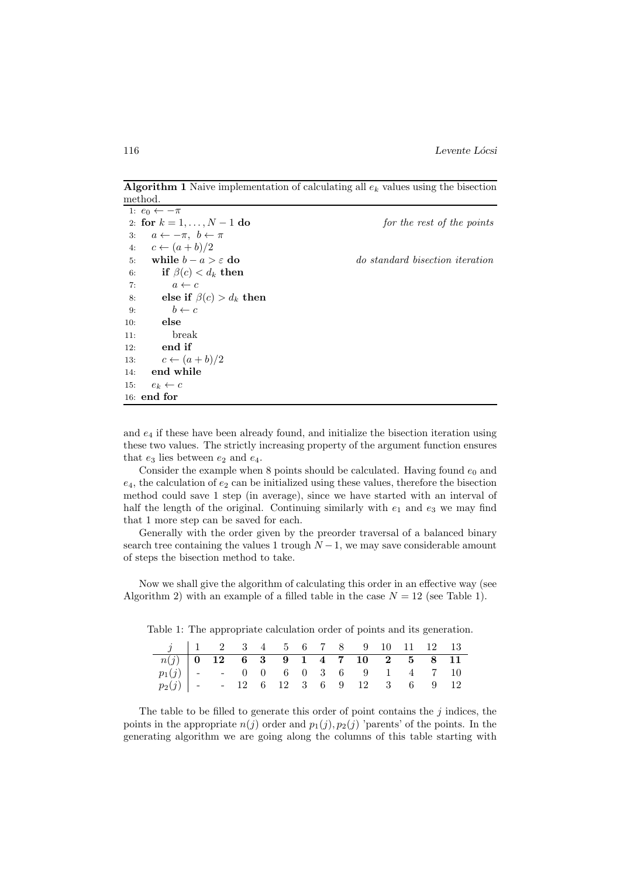**Algorithm 1** Naive implementation of calculating all $e_k$ values using the bisection method.

```
 1: e_0 ← −π
 2: for k = 1, ..., N − 1 do                          for the rest of the points
 3:    a ← −π,  b ← π
 4:    c ← (a + b)/2
 5:    while b − a > ε do                             do standard bisection iteration
 6:       if β(c) < d_k then
 7:          a ← c
 8:       else if β(c) > d_k then
 9:          b ← c
10:       else
11:          break
12:       end if
13:       c ← (a + b)/2
14:    end while
15:    e_k ← c
16: end for
```

and $e_4$ if these have been already found, and initialize the bisection iteration using these two values. The strictly increasing property of the argument function ensures that $e_3$ lies between $e_2$ and $e_4$.

Consider the example when 8 points should be calculated. Having found $e_0$ and $e_4$, the calculation of $e_2$ can be initialized using these values, therefore the bisection method could save 1 step (in average), since we have started with an interval of half the length of the original. Continuing similarly with $e_1$ and $e_3$ we may find that 1 more step can be saved for each.

Generally with the order given by the preorder traversal of a balanced binary search tree containing the values 1 trough $N-1$, we may save considerable amount of steps the bisection method to take.

Now we shall give the algorithm of calculating this order in an effective way (see Algorithm 2) with an example of a filled table in the case $N = 12$ (see Table 1).

Table 1: The appropriate calculation order of points and its generation.

| $j$ | 1 | 2 | 3 | 4 | 5 | 6 | 7 | 8 | 9 | 10 | 11 | 12 | 13 |
|---|---|---|---|---|---|---|---|---|---|---|---|---|---|
| $n(j)$ | **0** | **12** | **6** | **3** | **9** | **1** | **4** | **7** | **10** | **2** | **5** | **8** | **11** |
| $p_1(j)$ | - | - | 0 | 0 | 6 | 0 | 3 | 6 | 9 | 1 | 4 | 7 | 10 |
| $p_2(j)$ | - | - | 12 | 6 | 12 | 3 | 6 | 9 | 12 | 3 | 6 | 9 | 12 |

The table to be filled to generate this order of point contains the $j$ indices, the points in the appropriate $n(j)$ order and $p_1(j), p_2(j)$ 'parents' of the points. In the generating algorithm we are going along the columns of this table starting with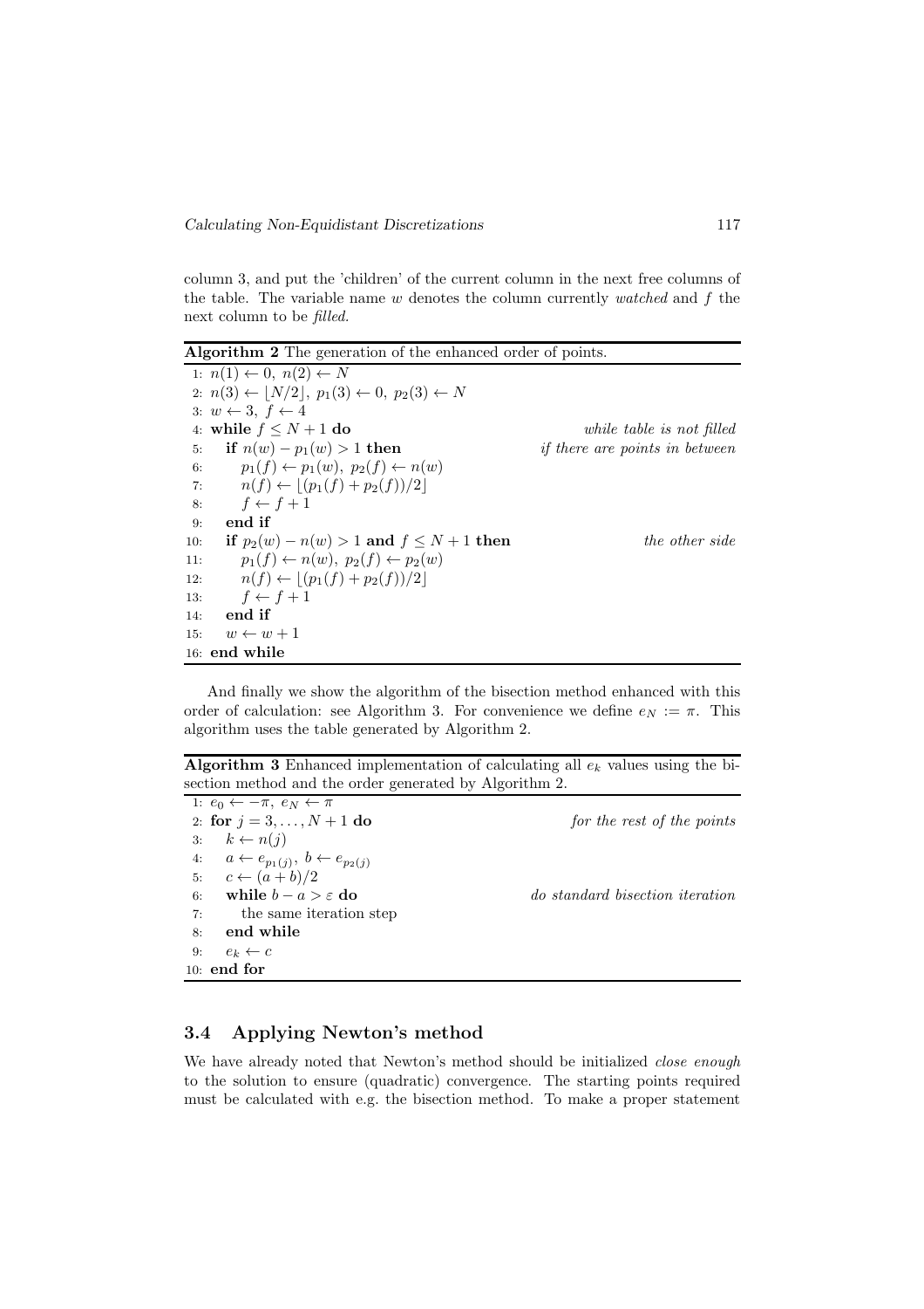column 3, and put the 'children' of the current column in the next free columns of the table. The variable name $w$ denotes the column currently *watched* and $f$ the next column to be *filled.*

**Algorithm 2** The generation of the enhanced order of points.

```
1:  n(1) ← 0, n(2) ← N
2:  n(3) ← ⌊N/2⌋, p1(3) ← 0, p2(3) ← N
3:  w ← 3, f ← 4
4:  while f ≤ N + 1 do                              while table is not filled
5:     if n(w) − p1(w) > 1 then                     if there are points in between
6:        p1(f) ← p1(w), p2(f) ← n(w)
7:        n(f) ← ⌊(p1(f) + p2(f))/2⌋
8:        f ← f + 1
9:     end if
10:    if p2(w) − n(w) > 1 and f ≤ N + 1 then       the other side
11:       p1(f) ← n(w), p2(f) ← p2(w)
12:       n(f) ← ⌊(p1(f) + p2(f))/2⌋
13:       f ← f + 1
14:    end if
15:    w ← w + 1
16: end while
```

And finally we show the algorithm of the bisection method enhanced with this order of calculation: see Algorithm 3. For convenience we define $e_N := \pi$. This algorithm uses the table generated by Algorithm 2.

**Algorithm 3** Enhanced implementation of calculating all $e_k$ values using the bisection method and the order generated by Algorithm 2.

```
1:  e_0 ← −π, e_N ← π
2:  for j = 3, ..., N + 1 do                        for the rest of the points
3:     k ← n(j)
4:     a ← e_{p1(j)}, b ← e_{p2(j)}
5:     c ← (a + b)/2
6:     while b − a > ε do                           do standard bisection iteration
7:        the same iteration step
8:     end while
9:     e_k ← c
10: end for
```

### 3.4 Applying Newton's method

We have already noted that Newton's method should be initialized *close enough* to the solution to ensure (quadratic) convergence. The starting points required must be calculated with e.g. the bisection method. To make a proper statement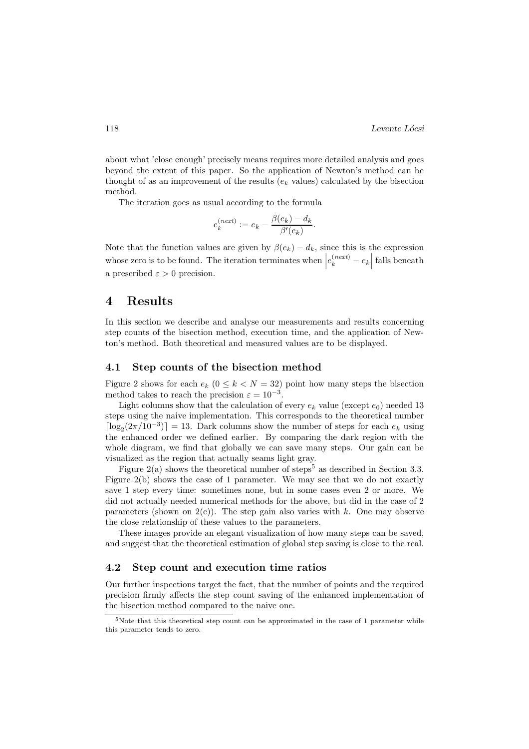about what 'close enough' precisely means requires more detailed analysis and goes beyond the extent of this paper. So the application of Newton's method can be thought of as an improvement of the results ($e_k$ values) calculated by the bisection method.

The iteration goes as usual according to the formula

$$e_k^{(next)} := e_k - \frac{\beta(e_k) - d_k}{\beta'(e_k)}.$$

Note that the function values are given by $\beta(e_k) - d_k$, since this is the expression whose zero is to be found. The iteration terminates when $\left|e_k^{(next)} - e_k\right|$ falls beneath a prescribed $\varepsilon > 0$ precision.

# 4 Results

In this section we describe and analyse our measurements and results concerning step counts of the bisection method, execution time, and the application of Newton's method. Both theoretical and measured values are to be displayed.

## 4.1 Step counts of the bisection method

Figure 2 shows for each $e_k$ ($0 \leq k < N = 32$) point how many steps the bisection method takes to reach the precision $\varepsilon = 10^{-3}$.

Light columns show that the calculation of every $e_k$ value (except $e_0$) needed 13 steps using the naive implementation. This corresponds to the theoretical number $\lceil \log_2(2\pi/10^{-3}) \rceil = 13$. Dark columns show the number of steps for each $e_k$ using the enhanced order we defined earlier. By comparing the dark region with the whole diagram, we find that globally we can save many steps. Our gain can be visualized as the region that actually seams light gray.

Figure 2(a) shows the theoretical number of steps[5] as described in Section 3.3. Figure 2(b) shows the case of 1 parameter. We may see that we do not exactly save 1 step every time: sometimes none, but in some cases even 2 or more. We did not actually needed numerical methods for the above, but did in the case of 2 parameters (shown on 2(c)). The step gain also varies with $k$. One may observe the close relationship of these values to the parameters.

These images provide an elegant visualization of how many steps can be saved, and suggest that the theoretical estimation of global step saving is close to the real.

## 4.2 Step count and execution time ratios

Our further inspections target the fact, that the number of points and the required precision firmly affects the step count saving of the enhanced implementation of the bisection method compared to the naive one.

[5] Note that this theoretical step count can be approximated in the case of 1 parameter while this parameter tends to zero.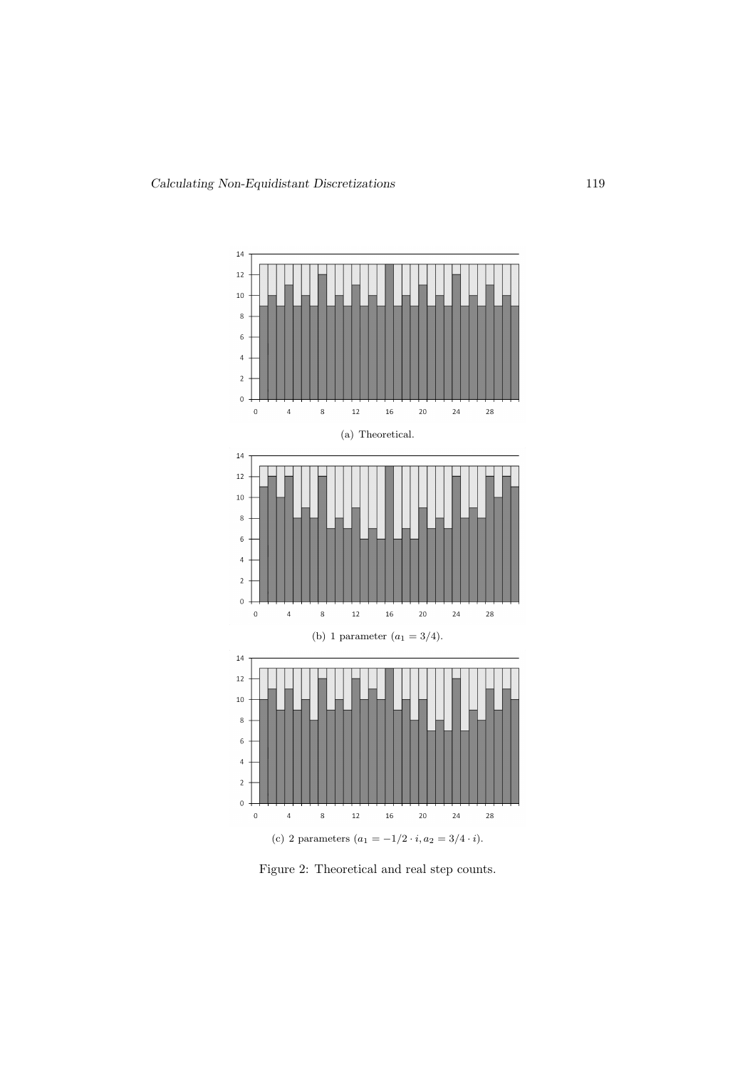(a) Theoretical.

(b) 1 parameter ($a_1 = 3/4$).

(c) 2 parameters ($a_1 = -1/2 \cdot i, a_2 = 3/4 \cdot i$).

Figure 2: Theoretical and real step counts.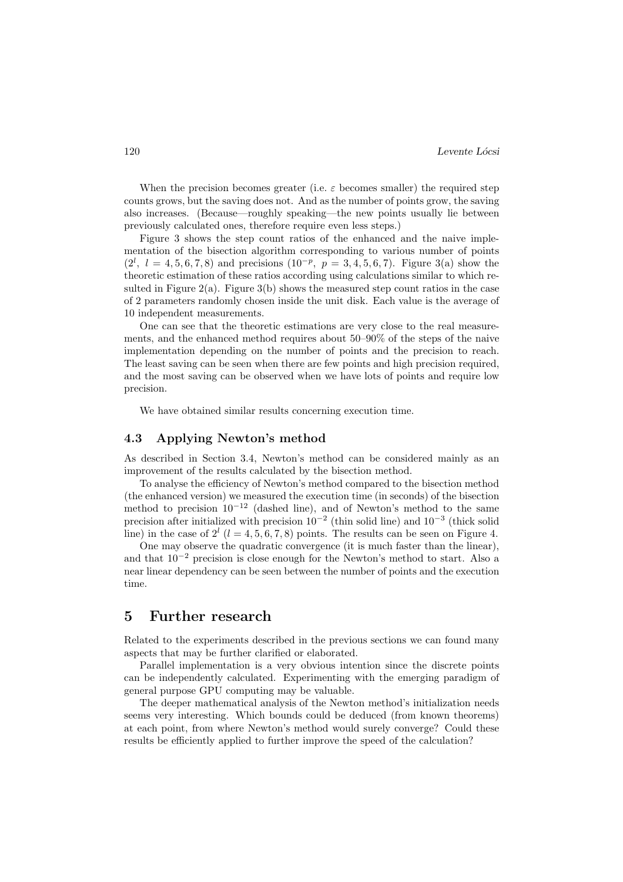When the precision becomes greater (i.e. $\varepsilon$ becomes smaller) the required step counts grows, but the saving does not. And as the number of points grow, the saving also increases. (Because—roughly speaking—the new points usually lie between previously calculated ones, therefore require even less steps.)

Figure 3 shows the step count ratios of the enhanced and the naive implementation of the bisection algorithm corresponding to various number of points ($2^l$, $l = 4, 5, 6, 7, 8$) and precisions ($10^{-p}$, $p = 3, 4, 5, 6, 7$). Figure 3(a) show the theoretic estimation of these ratios according using calculations similar to which resulted in Figure 2(a). Figure 3(b) shows the measured step count ratios in the case of 2 parameters randomly chosen inside the unit disk. Each value is the average of 10 independent measurements.

One can see that the theoretic estimations are very close to the real measurements, and the enhanced method requires about 50–90% of the steps of the naive implementation depending on the number of points and the precision to reach. The least saving can be seen when there are few points and high precision required, and the most saving can be observed when we have lots of points and require low precision.

We have obtained similar results concerning execution time.

### 4.3 Applying Newton's method

As described in Section 3.4, Newton's method can be considered mainly as an improvement of the results calculated by the bisection method.

To analyse the efficiency of Newton's method compared to the bisection method (the enhanced version) we measured the execution time (in seconds) of the bisection method to precision $10^{-12}$ (dashed line), and of Newton's method to the same precision after initialized with precision $10^{-2}$ (thin solid line) and $10^{-3}$ (thick solid line) in the case of $2^l$ ($l = 4, 5, 6, 7, 8$) points. The results can be seen on Figure 4.

One may observe the quadratic convergence (it is much faster than the linear), and that $10^{-2}$ precision is close enough for the Newton's method to start. Also a near linear dependency can be seen between the number of points and the execution time.

## 5 Further research

Related to the experiments described in the previous sections we can found many aspects that may be further clarified or elaborated.

Parallel implementation is a very obvious intention since the discrete points can be independently calculated. Experimenting with the emerging paradigm of general purpose GPU computing may be valuable.

The deeper mathematical analysis of the Newton method's initialization needs seems very interesting. Which bounds could be deduced (from known theorems) at each point, from where Newton's method would surely converge? Could these results be efficiently applied to further improve the speed of the calculation?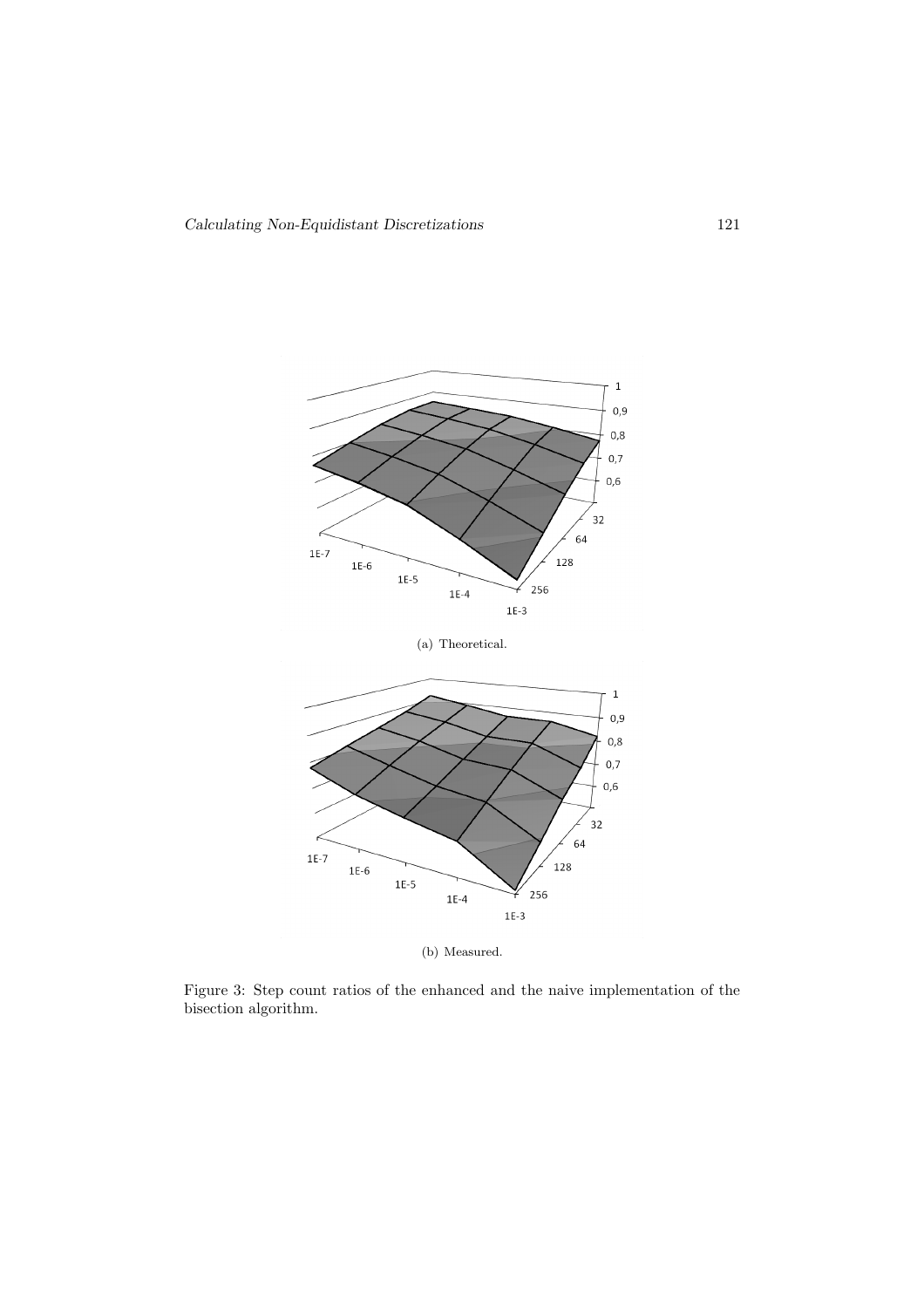(a) Theoretical.

(b) Measured.

Figure 3: Step count ratios of the enhanced and the naive implementation of the bisection algorithm.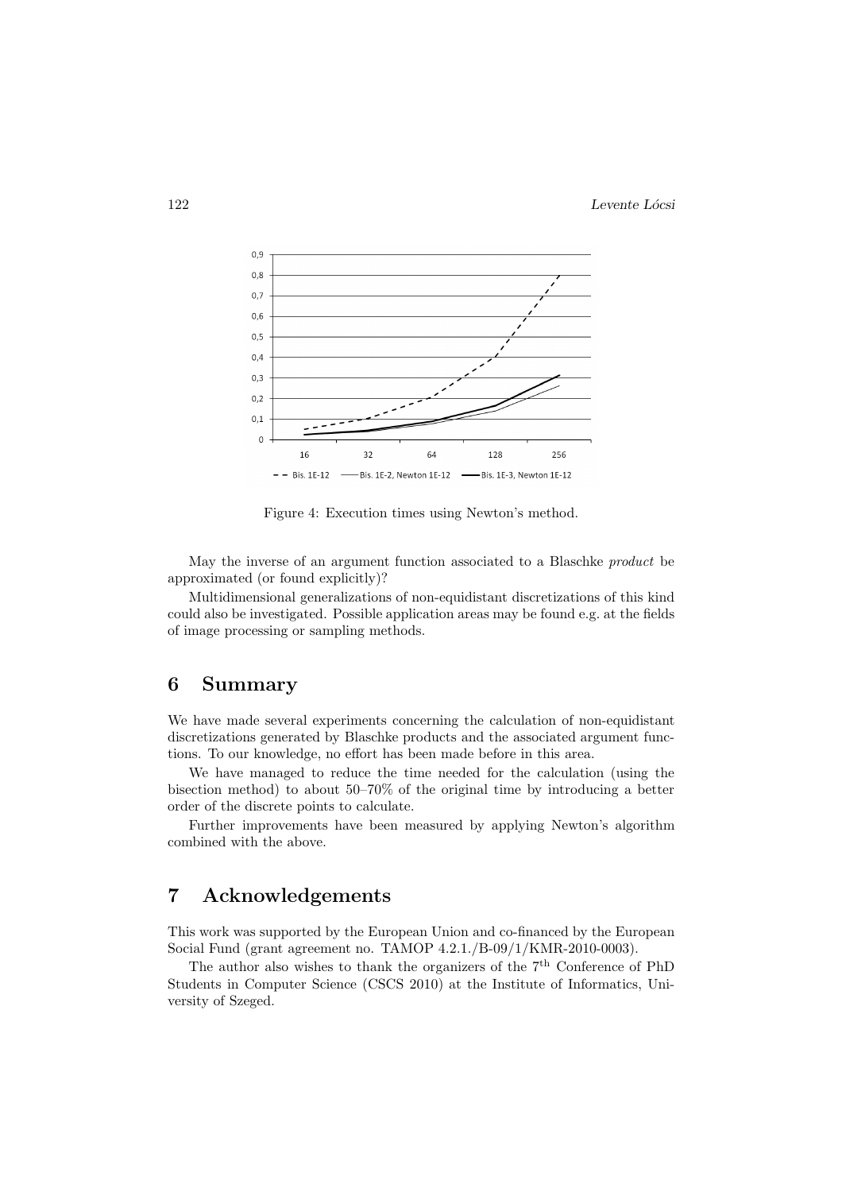Figure 4: Execution times using Newton's method.

May the inverse of an argument function associated to a Blaschke *product* be approximated (or found explicitly)?

Multidimensional generalizations of non-equidistant discretizations of this kind could also be investigated. Possible application areas may be found e.g. at the fields of image processing or sampling methods.

## 6 Summary

We have made several experiments concerning the calculation of non-equidistant discretizations generated by Blaschke products and the associated argument functions. To our knowledge, no effort has been made before in this area.

We have managed to reduce the time needed for the calculation (using the bisection method) to about 50–70% of the original time by introducing a better order of the discrete points to calculate.

Further improvements have been measured by applying Newton's algorithm combined with the above.

## 7 Acknowledgements

This work was supported by the European Union and co-financed by the European Social Fund (grant agreement no. TAMOP 4.2.1./B-09/1/KMR-2010-0003).

The author also wishes to thank the organizers of the 7th Conference of PhD Students in Computer Science (CSCS 2010) at the Institute of Informatics, University of Szeged.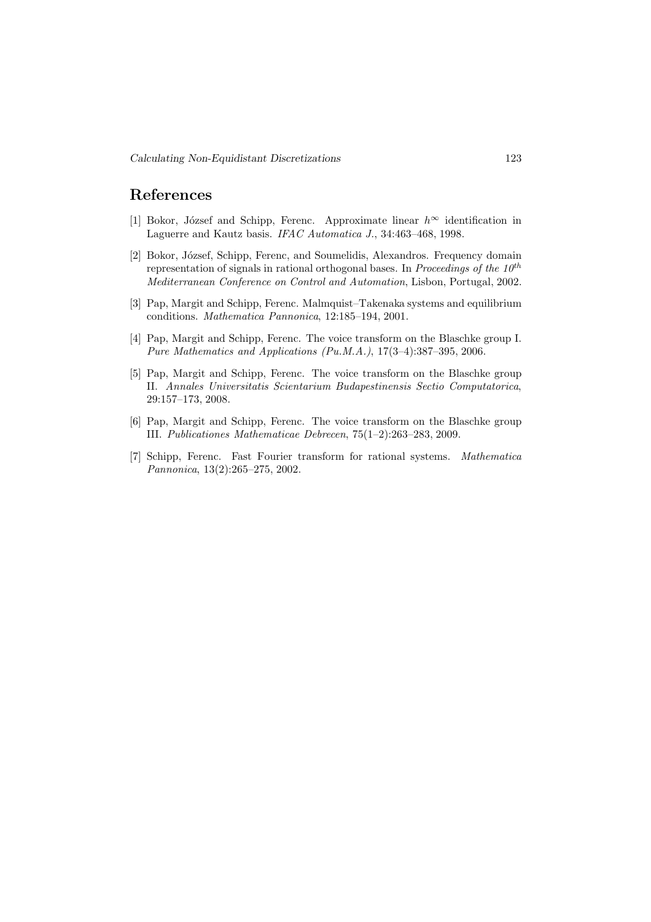# References

[1] Bokor, József and Schipp, Ferenc. Approximate linear $h^\infty$ identification in Laguerre and Kautz basis. *IFAC Automatica J.*, 34:463–468, 1998.

[2] Bokor, József, Schipp, Ferenc, and Soumelidis, Alexandros. Frequency domain representation of signals in rational orthogonal bases. In *Proceedings of the 10th Mediterranean Conference on Control and Automation*, Lisbon, Portugal, 2002.

[3] Pap, Margit and Schipp, Ferenc. Malmquist–Takenaka systems and equilibrium conditions. *Mathematica Pannonica*, 12:185–194, 2001.

[4] Pap, Margit and Schipp, Ferenc. The voice transform on the Blaschke group I. *Pure Mathematics and Applications (Pu.M.A.)*, 17(3–4):387–395, 2006.

[5] Pap, Margit and Schipp, Ferenc. The voice transform on the Blaschke group II. *Annales Universitatis Scientarium Budapestinensis Sectio Computatorica*, 29:157–173, 2008.

[6] Pap, Margit and Schipp, Ferenc. The voice transform on the Blaschke group III. *Publicationes Mathematicae Debrecen*, 75(1–2):263–283, 2009.

[7] Schipp, Ferenc. Fast Fourier transform for rational systems. *Mathematica Pannonica*, 13(2):265–275, 2002.